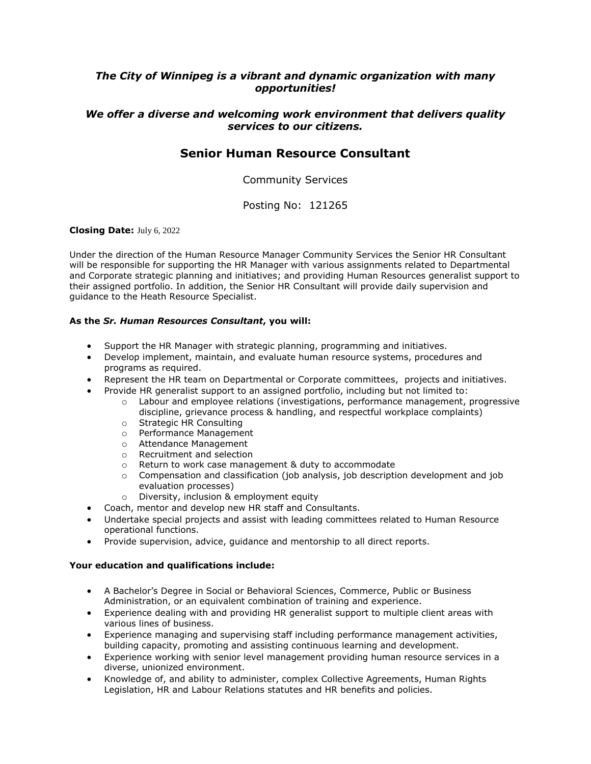***The City of Winnipeg is a vibrant and dynamic organization with many opportunities!***

***We offer a diverse and welcoming work environment that delivers quality services to our citizens.***

# Senior Human Resource Consultant

Community Services

Posting No: 121265

**Closing Date:** July 6, 2022

Under the direction of the Human Resource Manager Community Services the Senior HR Consultant will be responsible for supporting the HR Manager with various assignments related to Departmental and Corporate strategic planning and initiatives; and providing Human Resources generalist support to their assigned portfolio. In addition, the Senior HR Consultant will provide daily supervision and guidance to the Heath Resource Specialist.

**As the *Sr. Human Resources Consultant*, you will:**

- Support the HR Manager with strategic planning, programming and initiatives.
- Develop implement, maintain, and evaluate human resource systems, procedures and programs as required.
- Represent the HR team on Departmental or Corporate committees, projects and initiatives.
- Provide HR generalist support to an assigned portfolio, including but not limited to:
    - Labour and employee relations (investigations, performance management, progressive discipline, grievance process & handling, and respectful workplace complaints)
    - Strategic HR Consulting
    - Performance Management
    - Attendance Management
    - Recruitment and selection
    - Return to work case management & duty to accommodate
    - Compensation and classification (job analysis, job description development and job evaluation processes)
    - Diversity, inclusion & employment equity
- Coach, mentor and develop new HR staff and Consultants.
- Undertake special projects and assist with leading committees related to Human Resource operational functions.
- Provide supervision, advice, guidance and mentorship to all direct reports.

**Your education and qualifications include:**

- A Bachelor's Degree in Social or Behavioral Sciences, Commerce, Public or Business Administration, or an equivalent combination of training and experience.
- Experience dealing with and providing HR generalist support to multiple client areas with various lines of business.
- Experience managing and supervising staff including performance management activities, building capacity, promoting and assisting continuous learning and development.
- Experience working with senior level management providing human resource services in a diverse, unionized environment.
- Knowledge of, and ability to administer, complex Collective Agreements, Human Rights Legislation, HR and Labour Relations statutes and HR benefits and policies.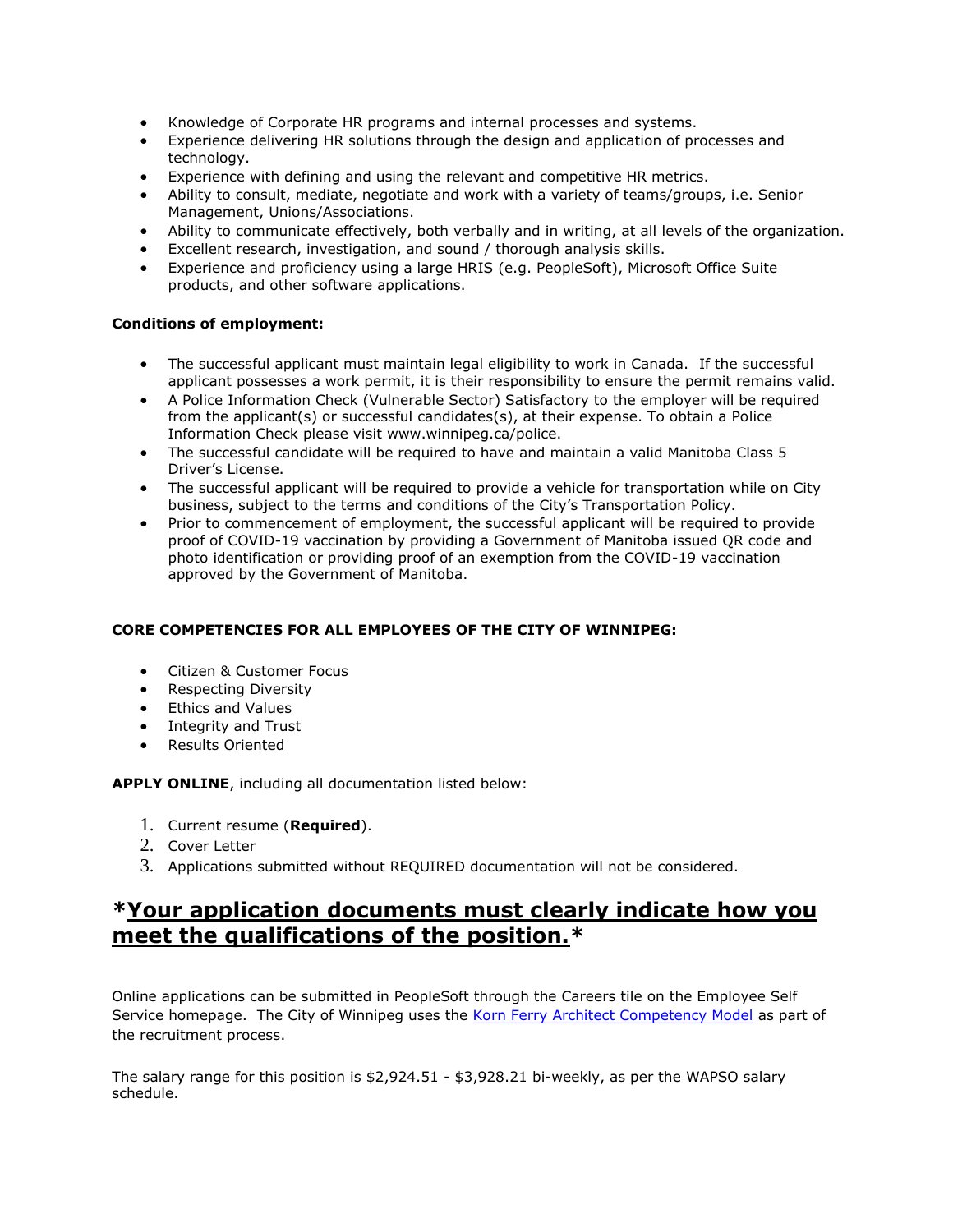- Knowledge of Corporate HR programs and internal processes and systems.
- Experience delivering HR solutions through the design and application of processes and technology.
- Experience with defining and using the relevant and competitive HR metrics.
- Ability to consult, mediate, negotiate and work with a variety of teams/groups, i.e. Senior Management, Unions/Associations.
- Ability to communicate effectively, both verbally and in writing, at all levels of the organization.
- Excellent research, investigation, and sound / thorough analysis skills.
- Experience and proficiency using a large HRIS (e.g. PeopleSoft), Microsoft Office Suite products, and other software applications.

**Conditions of employment:**

- The successful applicant must maintain legal eligibility to work in Canada. If the successful applicant possesses a work permit, it is their responsibility to ensure the permit remains valid.
- A Police Information Check (Vulnerable Sector) Satisfactory to the employer will be required from the applicant(s) or successful candidates(s), at their expense. To obtain a Police Information Check please visit www.winnipeg.ca/police.
- The successful candidate will be required to have and maintain a valid Manitoba Class 5 Driver's License.
- The successful applicant will be required to provide a vehicle for transportation while on City business, subject to the terms and conditions of the City's Transportation Policy.
- Prior to commencement of employment, the successful applicant will be required to provide proof of COVID-19 vaccination by providing a Government of Manitoba issued QR code and photo identification or providing proof of an exemption from the COVID-19 vaccination approved by the Government of Manitoba.

**CORE COMPETENCIES FOR ALL EMPLOYEES OF THE CITY OF WINNIPEG:**

- Citizen & Customer Focus
- Respecting Diversity
- Ethics and Values
- Integrity and Trust
- Results Oriented

**APPLY ONLINE**, including all documentation listed below:

1. Current resume (**Required**).
2. Cover Letter
3. Applications submitted without REQUIRED documentation will not be considered.

## *<u>Your application documents must clearly indicate how you meet the qualifications of the position.</u>*

Online applications can be submitted in PeopleSoft through the Careers tile on the Employee Self Service homepage. The City of Winnipeg uses the [Korn Ferry Architect Competency Model]() as part of the recruitment process.

The salary range for this position is $2,924.51 - $3,928.21 bi-weekly, as per the WAPSO salary schedule.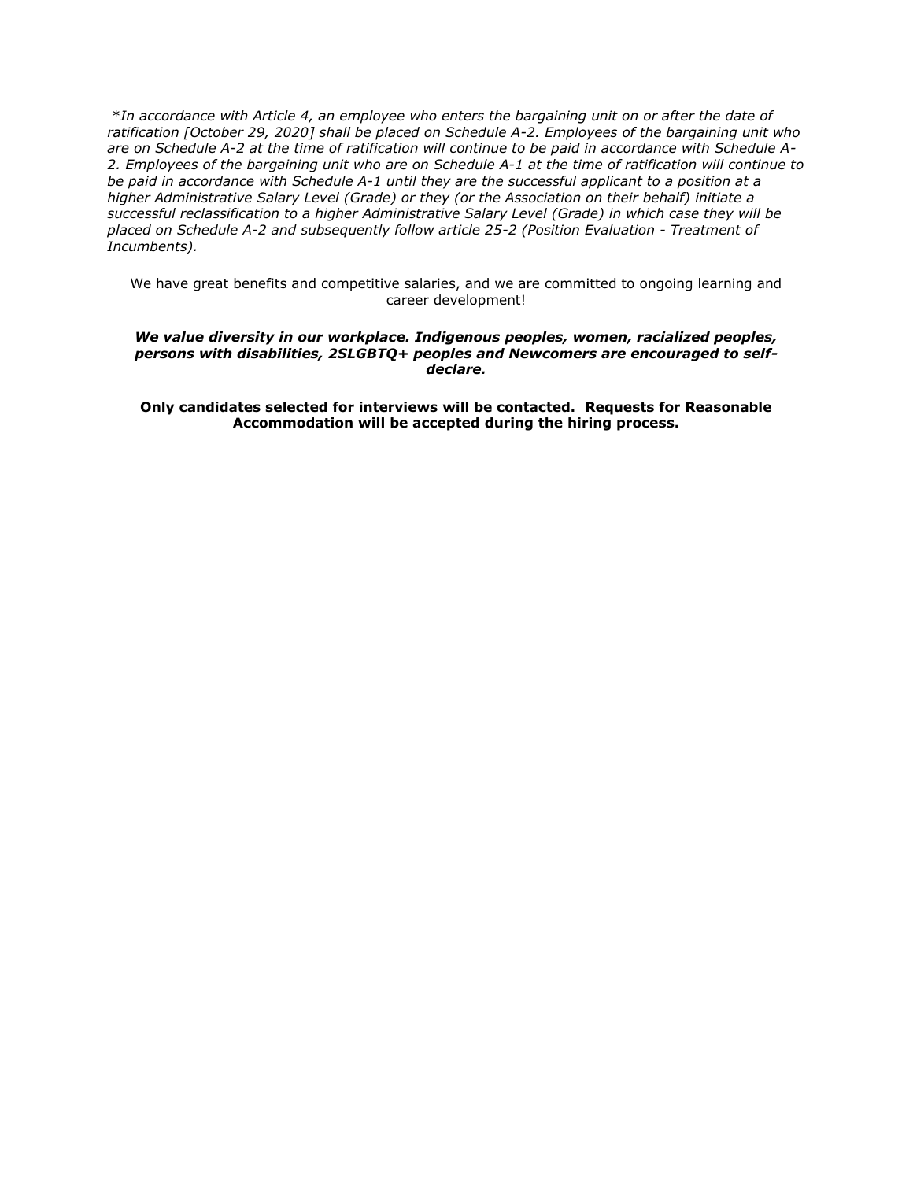*\*In accordance with Article 4, an employee who enters the bargaining unit on or after the date of ratification [October 29, 2020] shall be placed on Schedule A-2. Employees of the bargaining unit who are on Schedule A-2 at the time of ratification will continue to be paid in accordance with Schedule A-2. Employees of the bargaining unit who are on Schedule A-1 at the time of ratification will continue to be paid in accordance with Schedule A-1 until they are the successful applicant to a position at a higher Administrative Salary Level (Grade) or they (or the Association on their behalf) initiate a successful reclassification to a higher Administrative Salary Level (Grade) in which case they will be placed on Schedule A-2 and subsequently follow article 25-2 (Position Evaluation - Treatment of Incumbents).*

We have great benefits and competitive salaries, and we are committed to ongoing learning and career development!

***We value diversity in our workplace. Indigenous peoples, women, racialized peoples, persons with disabilities, 2SLGBTQ+ peoples and Newcomers are encouraged to self-declare.***

**Only candidates selected for interviews will be contacted. Requests for Reasonable Accommodation will be accepted during the hiring process.**